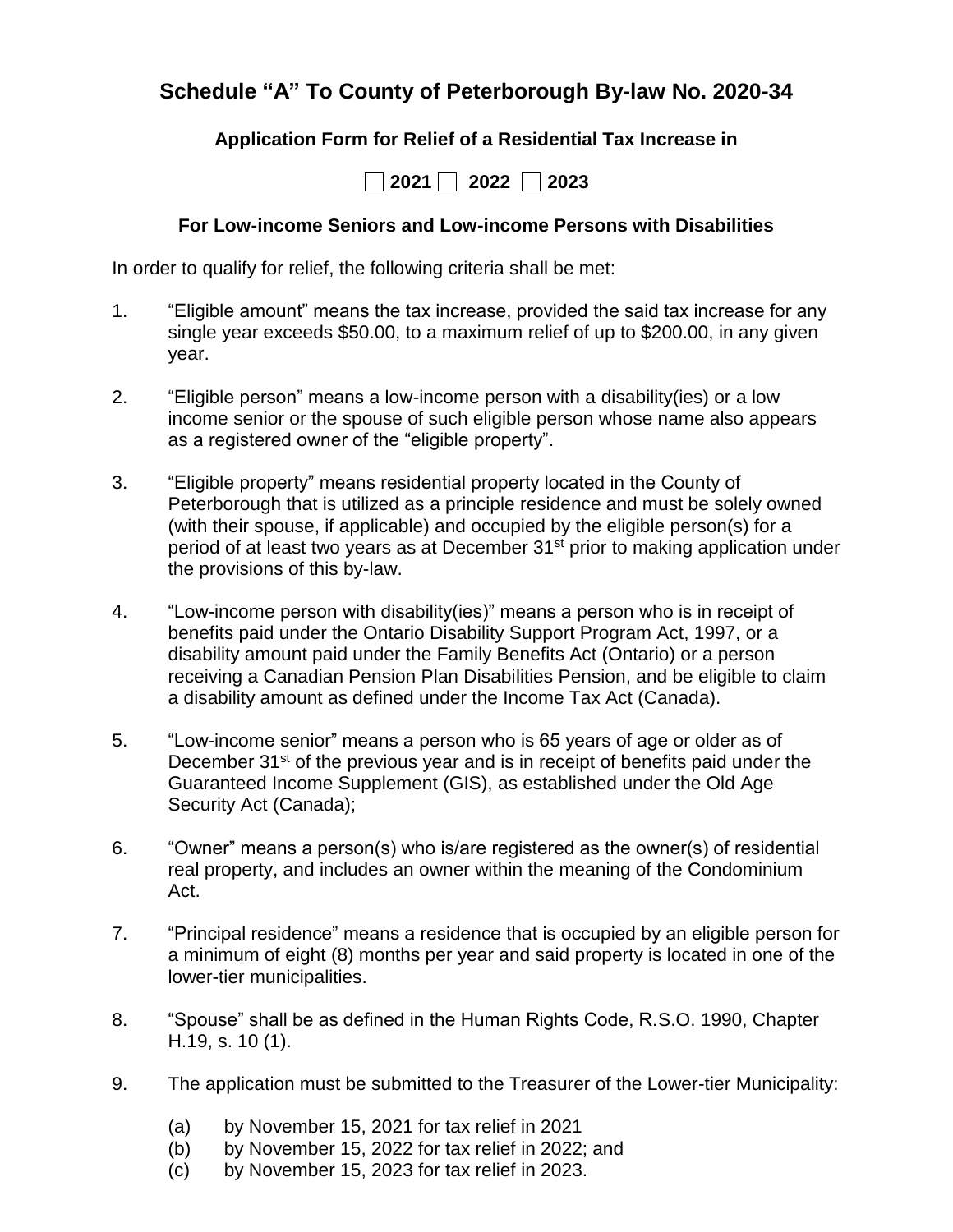# Schedule "A" To County of Peterborough By-law No. 2020-34

### Application Form for Relief of a Residential Tax Increase in

**☐ 2021 ☐ 2022 ☐ 2023**

### For Low-income Seniors and Low-income Persons with Disabilities

In order to qualify for relief, the following criteria shall be met:

1. "Eligible amount" means the tax increase, provided the said tax increase for any single year exceeds $50.00, to a maximum relief of up to $200.00, in any given year.

2. "Eligible person" means a low-income person with a disability(ies) or a low income senior or the spouse of such eligible person whose name also appears as a registered owner of the "eligible property".

3. "Eligible property" means residential property located in the County of Peterborough that is utilized as a principle residence and must be solely owned (with their spouse, if applicable) and occupied by the eligible person(s) for a period of at least two years as at December 31st prior to making application under the provisions of this by-law.

4. "Low-income person with disability(ies)" means a person who is in receipt of benefits paid under the Ontario Disability Support Program Act, 1997, or a disability amount paid under the Family Benefits Act (Ontario) or a person receiving a Canadian Pension Plan Disabilities Pension, and be eligible to claim a disability amount as defined under the Income Tax Act (Canada).

5. "Low-income senior" means a person who is 65 years of age or older as of December 31st of the previous year and is in receipt of benefits paid under the Guaranteed Income Supplement (GIS), as established under the Old Age Security Act (Canada);

6. "Owner" means a person(s) who is/are registered as the owner(s) of residential real property, and includes an owner within the meaning of the Condominium Act.

7. "Principal residence" means a residence that is occupied by an eligible person for a minimum of eight (8) months per year and said property is located in one of the lower-tier municipalities.

8. "Spouse" shall be as defined in the Human Rights Code, R.S.O. 1990, Chapter H.19, s. 10 (1).

9. The application must be submitted to the Treasurer of the Lower-tier Municipality:

   (a) by November 15, 2021 for tax relief in 2021
   (b) by November 15, 2022 for tax relief in 2022; and
   (c) by November 15, 2023 for tax relief in 2023.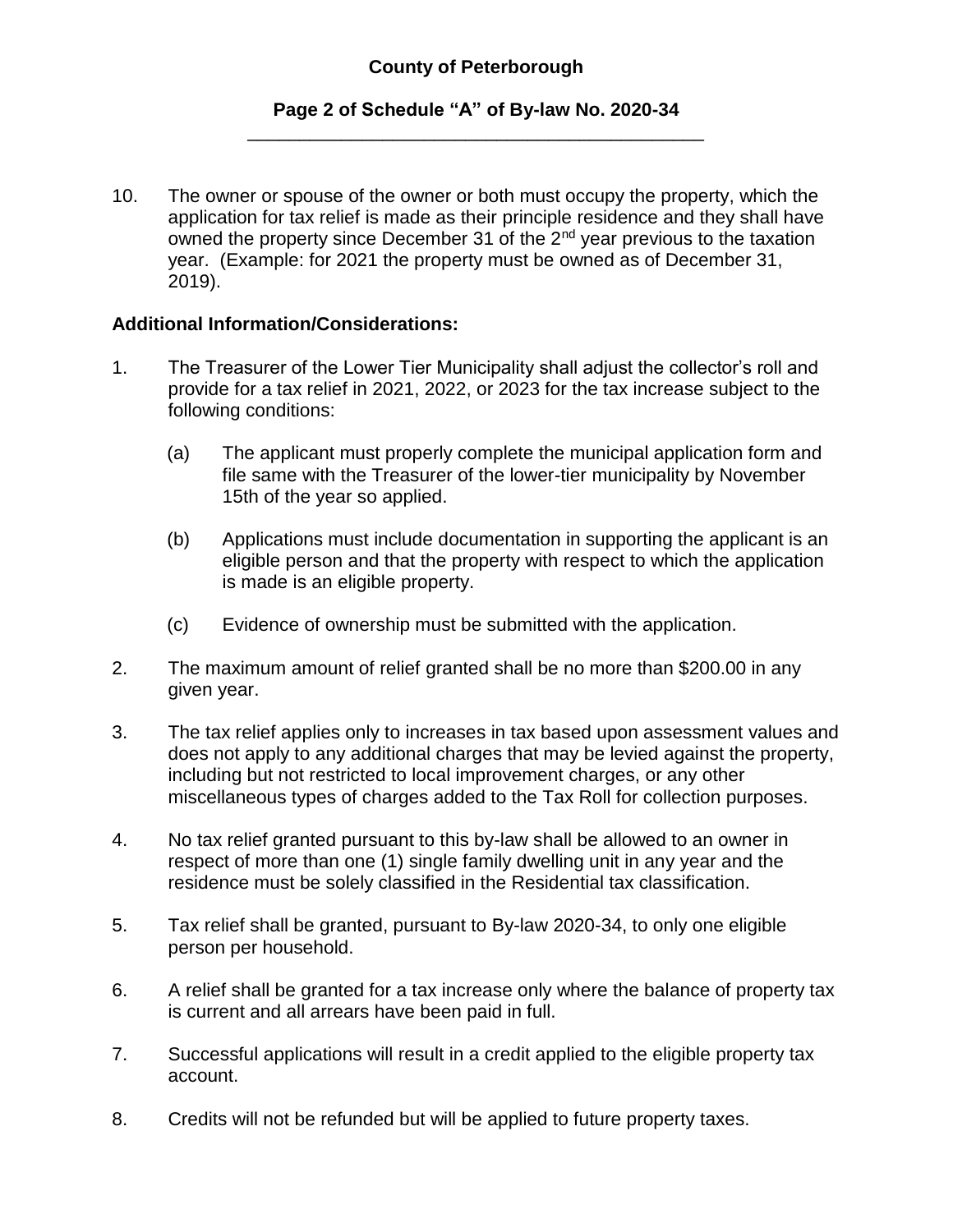10. The owner or spouse of the owner or both must occupy the property, which the application for tax relief is made as their principle residence and they shall have owned the property since December 31 of the 2nd year previous to the taxation year. (Example: for 2021 the property must be owned as of December 31, 2019).

**Additional Information/Considerations:**

1. The Treasurer of the Lower Tier Municipality shall adjust the collector's roll and provide for a tax relief in 2021, 2022, or 2023 for the tax increase subject to the following conditions:

   (a) The applicant must properly complete the municipal application form and file same with the Treasurer of the lower-tier municipality by November 15th of the year so applied.

   (b) Applications must include documentation in supporting the applicant is an eligible person and that the property with respect to which the application is made is an eligible property.

   (c) Evidence of ownership must be submitted with the application.

2. The maximum amount of relief granted shall be no more than $200.00 in any given year.

3. The tax relief applies only to increases in tax based upon assessment values and does not apply to any additional charges that may be levied against the property, including but not restricted to local improvement charges, or any other miscellaneous types of charges added to the Tax Roll for collection purposes.

4. No tax relief granted pursuant to this by-law shall be allowed to an owner in respect of more than one (1) single family dwelling unit in any year and the residence must be solely classified in the Residential tax classification.

5. Tax relief shall be granted, pursuant to By-law 2020-34, to only one eligible person per household.

6. A relief shall be granted for a tax increase only where the balance of property tax is current and all arrears have been paid in full.

7. Successful applications will result in a credit applied to the eligible property tax account.

8. Credits will not be refunded but will be applied to future property taxes.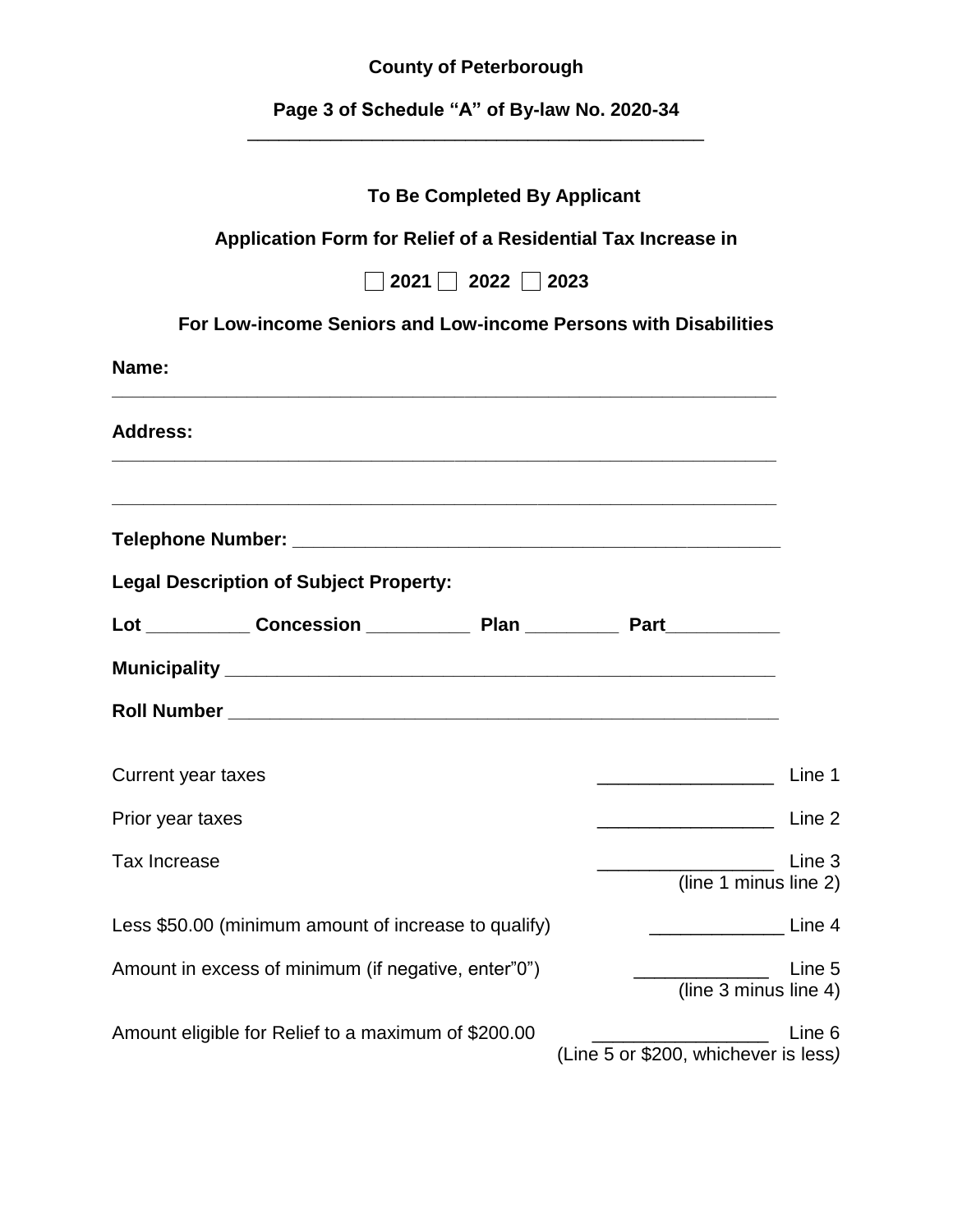**County of Peterborough**

**Page 3 of Schedule "A" of By-law No. 2020-34**

**To Be Completed By Applicant**

**Application Form for Relief of a Residential Tax Increase in**

**☐ 2021 ☐ 2022 ☐ 2023**

**For Low-income Seniors and Low-income Persons with Disabilities**

**Name:** ____________________________________________

**Address:** ____________________________________________

____________________________________________

**Telephone Number:** ____________________________________________

**Legal Description of Subject Property:**

**Lot** __________ **Concession** __________ **Plan** _________ **Part**___________

**Municipality** ____________________________________________

**Roll Number** ____________________________________________

| | | |
|---|---|---|
| Current year taxes | _________________ | Line 1 |
| Prior year taxes | _________________ | Line 2 |
| Tax Increase | _________________ | Line 3 (line 1 minus line 2) |
| Less $50.00 (minimum amount of increase to qualify) | _____________ | Line 4 |
| Amount in excess of minimum (if negative, enter"0") | _____________ | Line 5 (line 3 minus line 4) |
| Amount eligible for Relief to a maximum of $200.00 | _________________ | Line 6 (Line 5 or $200, whichever is less) |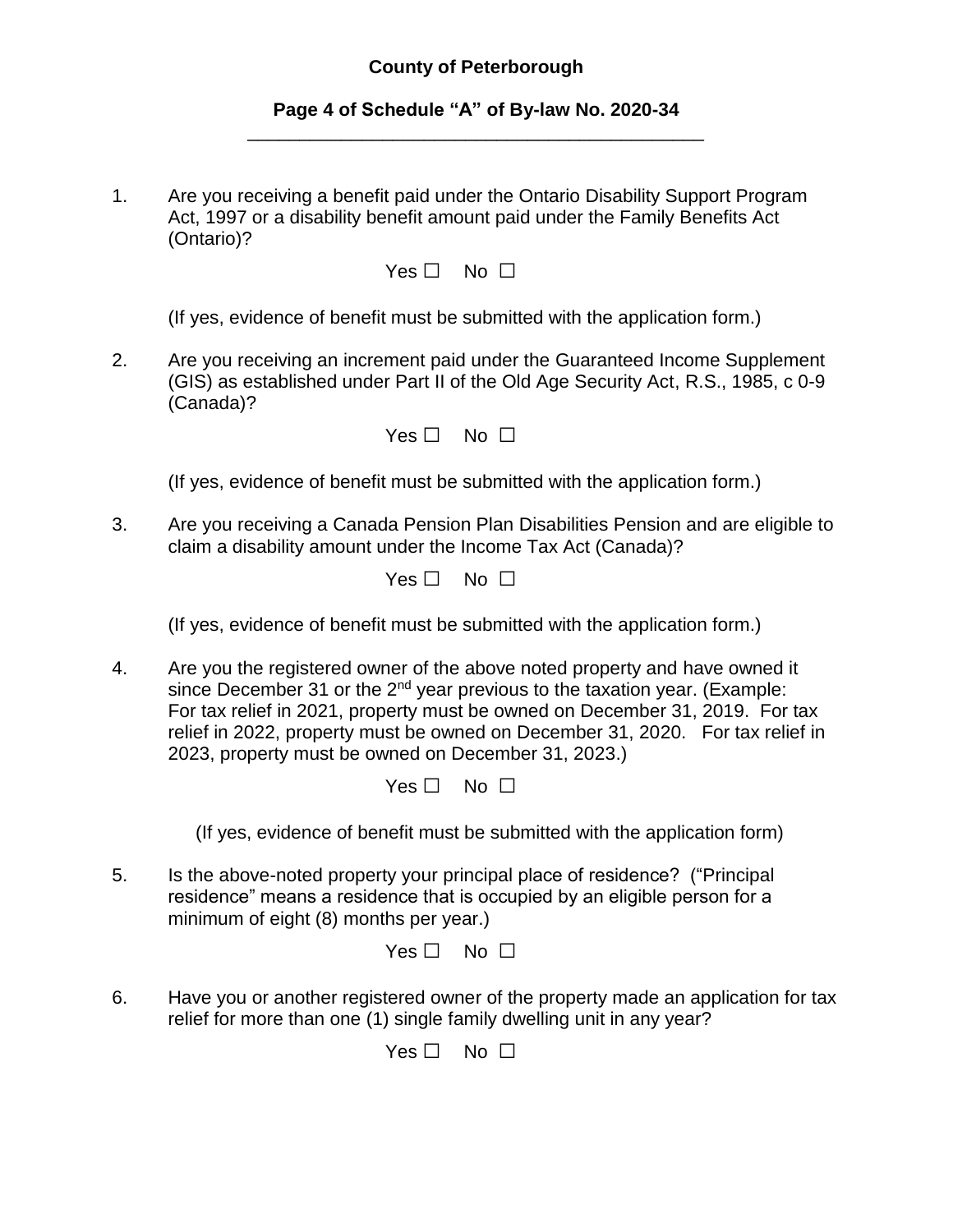**County of Peterborough**

**Page 4 of Schedule "A" of By-law No. 2020-34**

---

1. Are you receiving a benefit paid under the Ontario Disability Support Program Act, 1997 or a disability benefit amount paid under the Family Benefits Act (Ontario)?

   Yes ☐ No ☐

   (If yes, evidence of benefit must be submitted with the application form.)

2. Are you receiving an increment paid under the Guaranteed Income Supplement (GIS) as established under Part II of the Old Age Security Act, R.S., 1985, c 0-9 (Canada)?

   Yes ☐ No ☐

   (If yes, evidence of benefit must be submitted with the application form.)

3. Are you receiving a Canada Pension Plan Disabilities Pension and are eligible to claim a disability amount under the Income Tax Act (Canada)?

   Yes ☐ No ☐

   (If yes, evidence of benefit must be submitted with the application form.)

4. Are you the registered owner of the above noted property and have owned it since December 31 or the 2nd year previous to the taxation year. (Example: For tax relief in 2021, property must be owned on December 31, 2019. For tax relief in 2022, property must be owned on December 31, 2020. For tax relief in 2023, property must be owned on December 31, 2023.)

   Yes ☐ No ☐

   (If yes, evidence of benefit must be submitted with the application form)

5. Is the above-noted property your principal place of residence? ("Principal residence" means a residence that is occupied by an eligible person for a minimum of eight (8) months per year.)

   Yes ☐ No ☐

6. Have you or another registered owner of the property made an application for tax relief for more than one (1) single family dwelling unit in any year?

   Yes ☐ No ☐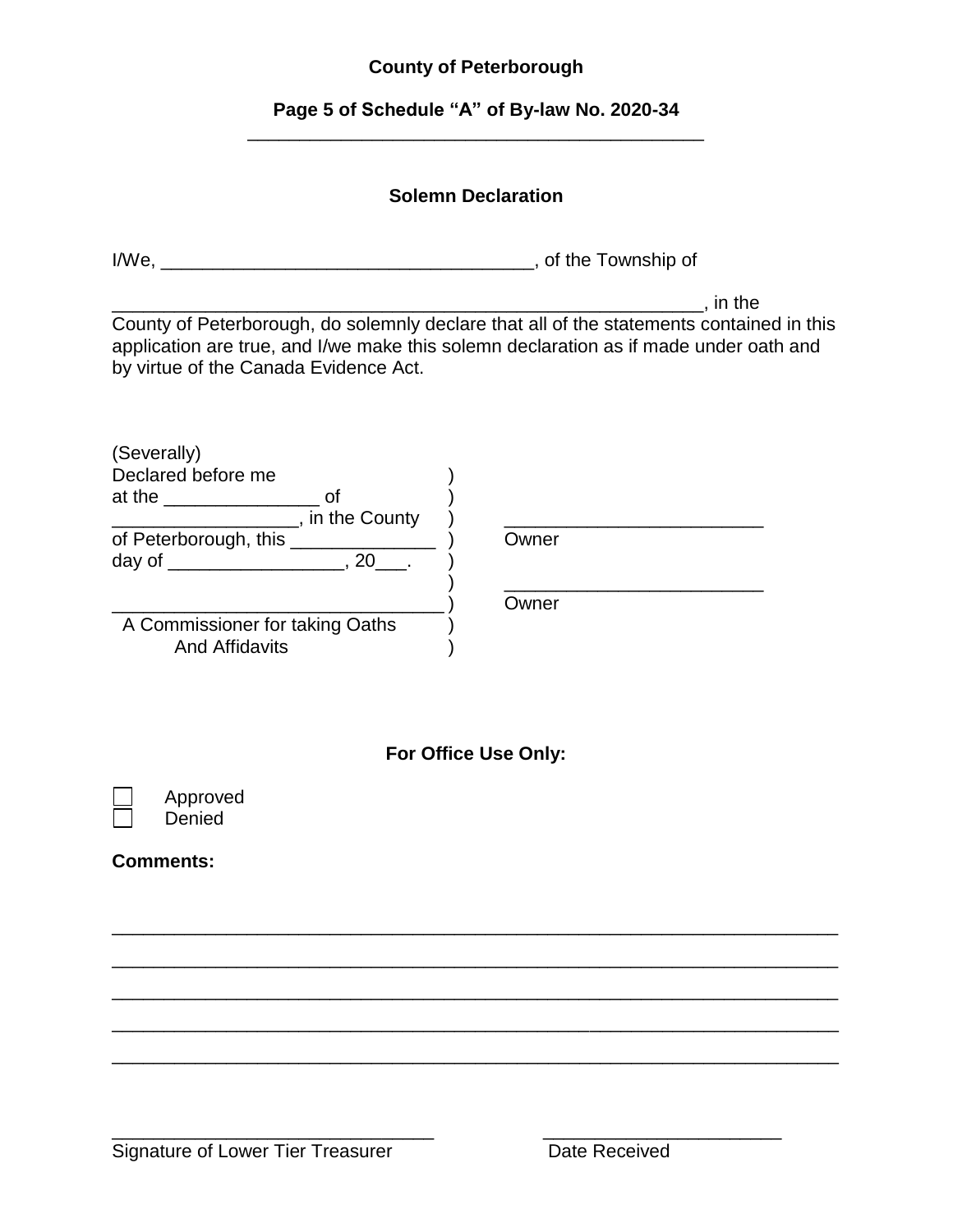**County of Peterborough**

**Page 5 of Schedule "A" of By-law No. 2020-34**

## Solemn Declaration

I/We, ____________________________________, of the Township of

__________________________________________________________, in the County of Peterborough, do solemnly declare that all of the statements contained in this application are true, and I/we make this solemn declaration as if made under oath and by virtue of the Canada Evidence Act.

| | | |
|---|---|---|
| (Severally) | | |
| Declared before me | ) | |
| at the _______________ of | ) | |
| __________________, in the County | ) | _________________________ |
| of Peterborough, this ______________ | ) | Owner |
| day of _________________, 20___. | ) | |
| | ) | _________________________ |
| _________________________________ | ) | Owner |
| A Commissioner for taking Oaths | ) | |
| And Affidavits | ) | |

**For Office Use Only:**

☐ Approved
☐ Denied

**Comments:**

______________________________________________________________________

______________________________________________________________________

______________________________________________________________________

______________________________________________________________________

______________________________________________________________________

________________________________ Signature of Lower Tier Treasurer

________________________ Date Received